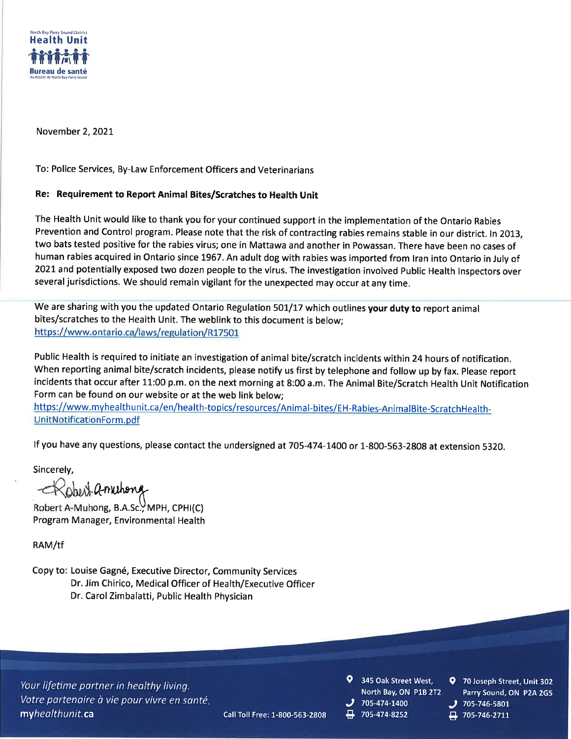North Bay Parry Sound District
**Health Unit**
**Bureau de santé**
du district de North Bay-Parry Sound

November 2, 2021

To: Police Services, By-Law Enforcement Officers and Veterinarians

**Re: Requirement to Report Animal Bites/Scratches to Health Unit**

The Health Unit would like to thank you for your continued support in the implementation of the Ontario Rabies Prevention and Control program. Please note that the risk of contracting rabies remains stable in our district. In 2013, two bats tested positive for the rabies virus; one in Mattawa and another in Powassan. There have been no cases of human rabies acquired in Ontario since 1967. An adult dog with rabies was imported from Iran into Ontario in July of 2021 and potentially exposed two dozen people to the virus. The investigation involved Public Health Inspectors over several jurisdictions. We should remain vigilant for the unexpected may occur at any time.

We are sharing with you the updated Ontario Regulation 501/17 which outlines **your duty to** report animal bites/scratches to the Health Unit. The weblink to this document is below;
https://www.ontario.ca/laws/regulation/R17501

Public Health is required to initiate an investigation of animal bite/scratch incidents within 24 hours of notification. When reporting animal bite/scratch incidents, please notify us first by telephone and follow up by fax. Please report incidents that occur after 11:00 p.m. on the next morning at 8:00 a.m. The Animal Bite/Scratch Health Unit Notification Form can be found on our website or at the web link below;
https://www.myhealthunit.ca/en/health-topics/resources/Animal-bites/EH-Rabies-AnimalBite-ScratchHealth-UnitNotificationForm.pdf

If you have any questions, please contact the undersigned at 705-474-1400 or 1-800-563-2808 at extension 5320.

Sincerely,

Robert A-Muhong, B.A.Sc., MPH, CPHI(C)
Program Manager, Environmental Health

RAM/tf

Copy to: Louise Gagné, Executive Director, Community Services
Dr. Jim Chirico, Medical Officer of Health/Executive Officer
Dr. Carol Zimbalatti, Public Health Physician

*Your lifetime partner in healthy living.*
*Votre partenaire à vie pour vivre en santé.*
**my***healthunit*.**ca**

Call Toll Free: 1-800-563-2808

345 Oak Street West, North Bay, ON P1B 2T2 — 705-474-1400 — Fax: 705-474-8252

70 Joseph Street, Unit 302, Parry Sound, ON P2A 2G5 — 705-746-5801 — Fax: 705-746-2711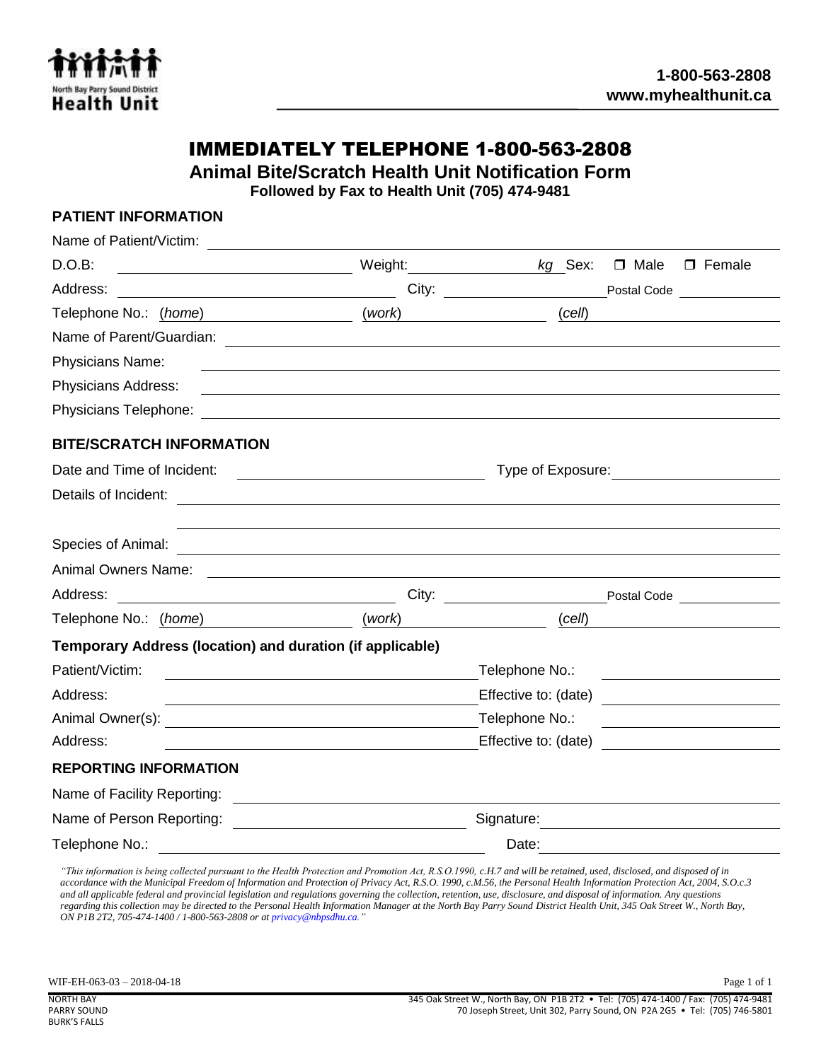North Bay Parry Sound District
**Health Unit**

**1-800-563-2808**
**www.myhealthunit.ca**

# IMMEDIATELY TELEPHONE 1-800-563-2808

## Animal Bite/Scratch Health Unit Notification Form

**Followed by Fax to Health Unit (705) 474-9481**

### PATIENT INFORMATION

Name of Patient/Victim: ______________________________

D.O.B: ______________ Weight: ______________ *kg* Sex: ☐ Male ☐ Female

Address: ______________ City: ______________ Postal Code ______________

Telephone No.: (*home*) ______________ (*work*) ______________ (*cell*) ______________

Name of Parent/Guardian: ______________________________

Physicians Name: ______________________________

Physicians Address: ______________________________

Physicians Telephone: ______________________________

### BITE/SCRATCH INFORMATION

Date and Time of Incident: ______________ Type of Exposure: ______________

Details of Incident: ______________________________

______________________________

Species of Animal: ______________________________

Animal Owners Name: ______________________________

Address: ______________ City: ______________ Postal Code ______________

Telephone No.: (*home*) ______________ (*work*) ______________ (*cell*) ______________

**Temporary Address (location) and duration (if applicable)**

Patient/Victim: ______________ Telephone No.: ______________

Address: ______________ Effective to: (date) ______________

Animal Owner(s): ______________ Telephone No.: ______________

Address: ______________ Effective to: (date) ______________

### REPORTING INFORMATION

Name of Facility Reporting: ______________________________

Name of Person Reporting: ______________ Signature: ______________

Telephone No.: ______________ Date: ______________

*"This information is being collected pursuant to the Health Protection and Promotion Act, R.S.O.1990, c.H.7 and will be retained, used, disclosed, and disposed of in accordance with the Municipal Freedom of Information and Protection of Privacy Act, R.S.O. 1990, c.M.56, the Personal Health Information Protection Act, 2004, S.O.c.3 and all applicable federal and provincial legislation and regulations governing the collection, retention, use, disclosure, and disposal of information. Any questions regarding this collection may be directed to the Personal Health Information Manager at the North Bay Parry Sound District Health Unit, 345 Oak Street W., North Bay, ON P1B 2T2, 705-474-1400 / 1-800-563-2808 or at privacy@nbpsdhu.ca."*

WIF-EH-063-03 – 2018-04-18

NORTH BAY
PARRY SOUND
BURK'S FALLS

345 Oak Street W., North Bay, ON P1B 2T2 • Tel: (705) 474-1400 / Fax: (705) 474-9481
70 Joseph Street, Unit 302, Parry Sound, ON P2A 2G5 • Tel: (705) 746-5801